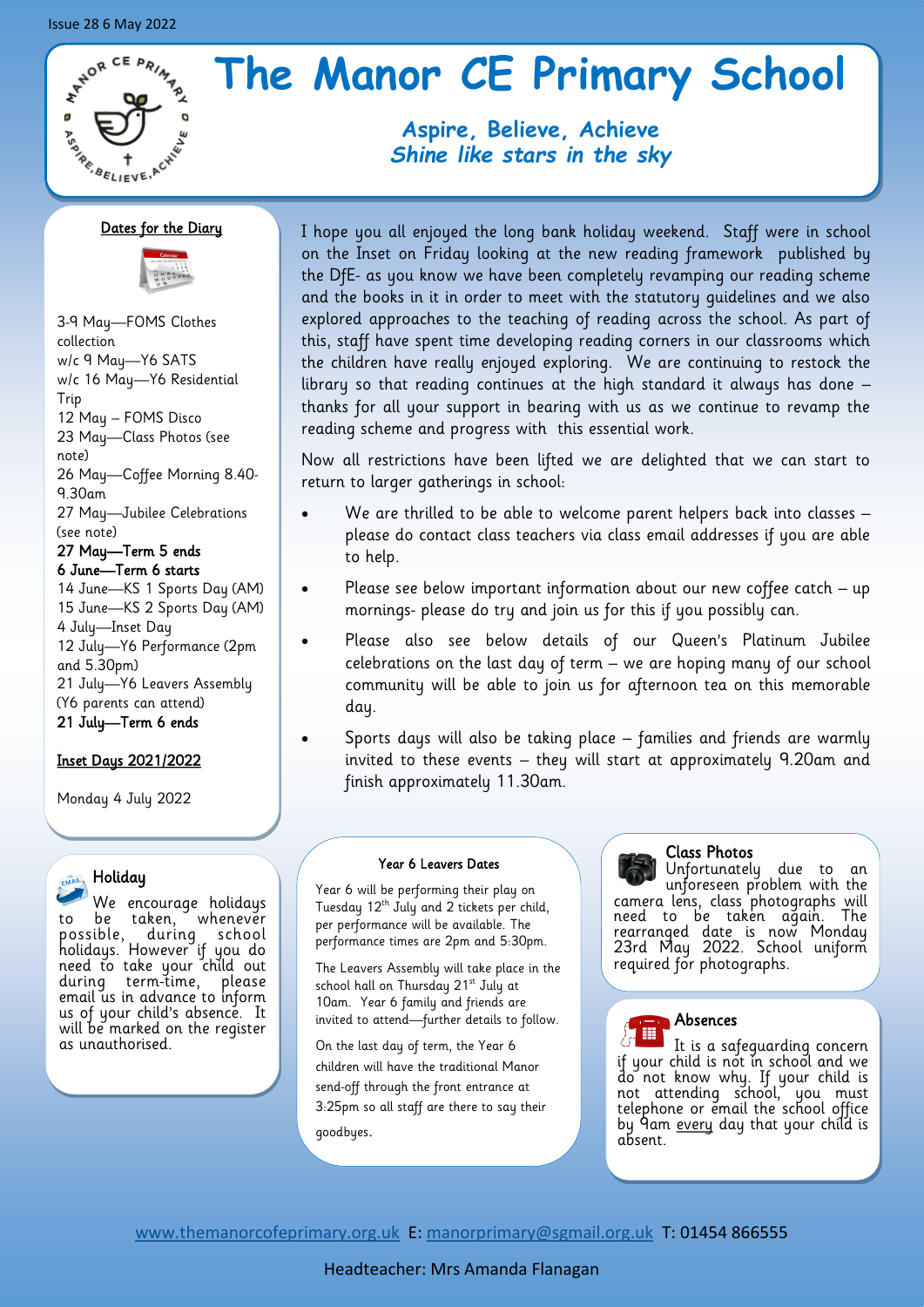Issue 28 6 May 2022

# The Manor CE Primary School

***Aspire, Believe, Achieve***
***Shine like stars in the sky***

I hope you all enjoyed the long bank holiday weekend. Staff were in school on the Inset on Friday looking at the new reading framework published by the DfE- as you know we have been completely revamping our reading scheme and the books in it in order to meet with the statutory guidelines and we also explored approaches to the teaching of reading across the school. As part of this, staff have spent time developing reading corners in our classrooms which the children have really enjoyed exploring. We are continuing to restock the library so that reading continues at the high standard it always has done – thanks for all your support in bearing with us as we continue to revamp the reading scheme and progress with this essential work.

Now all restrictions have been lifted we are delighted that we can start to return to larger gatherings in school:

- We are thrilled to be able to welcome parent helpers back into classes – please do contact class teachers via class email addresses if you are able to help.
- Please see below important information about our new coffee catch – up mornings- please do try and join us for this if you possibly can.
- Please also see below details of our Queen's Platinum Jubilee celebrations on the last day of term – we are hoping many of our school community will be able to join us for afternoon tea on this memorable day.
- Sports days will also be taking place – families and friends are warmly invited to these events – they will start at approximately 9.20am and finish approximately 11.30am.

## Dates for the Diary

3-9 May—FOMS Clothes collection
w/c 9 May—Y6 SATS
w/c 16 May—Y6 Residential Trip
12 May – FOMS Disco
23 May—Class Photos (see note)
26 May—Coffee Morning 8.40-9.30am
27 May—Jubilee Celebrations (see note)
**27 May—Term 5 ends**
**6 June—Term 6 starts**
14 June—KS 1 Sports Day (AM)
15 June—KS 2 Sports Day (AM)
4 July—Inset Day
12 July—Y6 Performance (2pm and 5.30pm)
21 July—Y6 Leavers Assembly (Y6 parents can attend)
**21 July—Term 6 ends**

### Inset Days 2021/2022

Monday 4 July 2022

## Holiday

We encourage holidays to be taken, whenever possible, during school holidays. However if you do need to take your child out during term-time, please email us in advance to inform us of your child's absence. It will be marked on the register as unauthorised.

## Year 6 Leavers Dates

Year 6 will be performing their play on Tuesday 12th July and 2 tickets per child, per performance will be available. The performance times are 2pm and 5:30pm.

The Leavers Assembly will take place in the school hall on Thursday 21st July at 10am. Year 6 family and friends are invited to attend—further details to follow.

On the last day of term, the Year 6 children will have the traditional Manor send-off through the front entrance at 3:25pm so all staff are there to say their goodbyes.

## Class Photos

Unfortunately due to an unforeseen problem with the camera lens, class photographs will need to be taken again. The rearranged date is now Monday 23rd May 2022. School uniform required for photographs.

## Absences

It is a safeguarding concern if your child is not in school and we do not know why. If your child is not attending school, you must telephone or email the school office by 9am every day that your child is absent.

www.themanorcofeprimary.org.uk E: manorprimary@sgmail.org.uk T: 01454 866555

Headteacher: Mrs Amanda Flanagan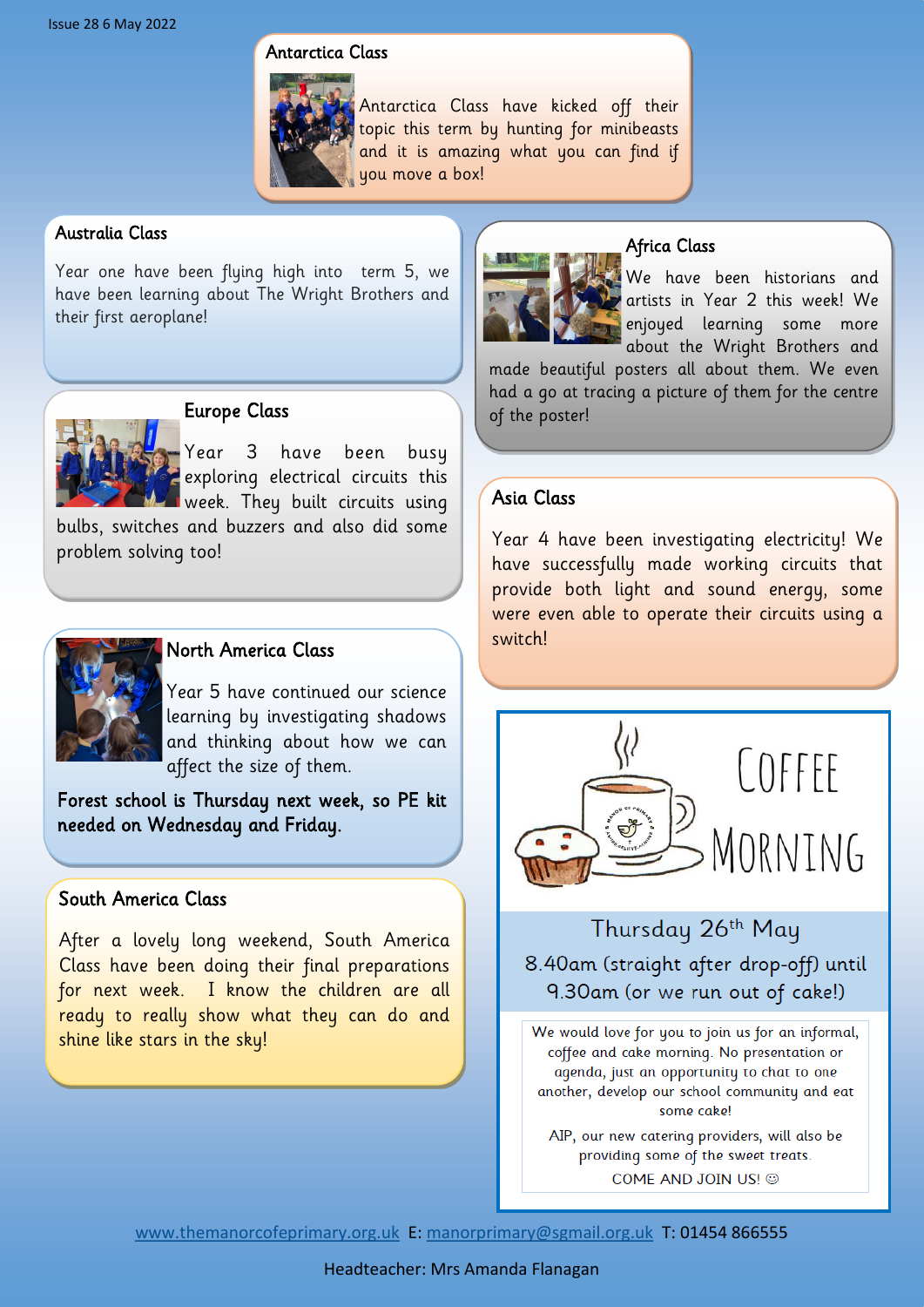Issue 28 6 May 2022

## Antarctica Class

Antarctica Class have kicked off their topic this term by hunting for minibeasts and it is amazing what you can find if you move a box!

## Australia Class

Year one have been flying high into term 5, we have been learning about The Wright Brothers and their first aeroplane!

## Africa Class

We have been historians and artists in Year 2 this week! We enjoyed learning some more about the Wright Brothers and made beautiful posters all about them. We even had a go at tracing a picture of them for the centre of the poster!

## Europe Class

Year 3 have been busy exploring electrical circuits this week. They built circuits using bulbs, switches and buzzers and also did some problem solving too!

## Asia Class

Year 4 have been investigating electricity! We have successfully made working circuits that provide both light and sound energy, some were even able to operate their circuits using a switch!

## North America Class

Year 5 have continued our science learning by investigating shadows and thinking about how we can affect the size of them.

**Forest school is Thursday next week, so PE kit needed on Wednesday and Friday.**

## South America Class

After a lovely long weekend, South America Class have been doing their final preparations for next week. I know the children are all ready to really show what they can do and shine like stars in the sky!

## Coffee Morning

Thursday 26th May

8.40am (straight after drop-off) until 9.30am (or we run out of cake!)

We would love for you to join us for an informal, coffee and cake morning. No presentation or agenda, just an opportunity to chat to one another, develop our school community and eat some cake!

AIP, our new catering providers, will also be providing some of the sweet treats.

COME AND JOIN US! ☺

www.themanorcofeprimary.org.uk E: manorprimary@sgmail.org.uk T: 01454 866555

Headteacher: Mrs Amanda Flanagan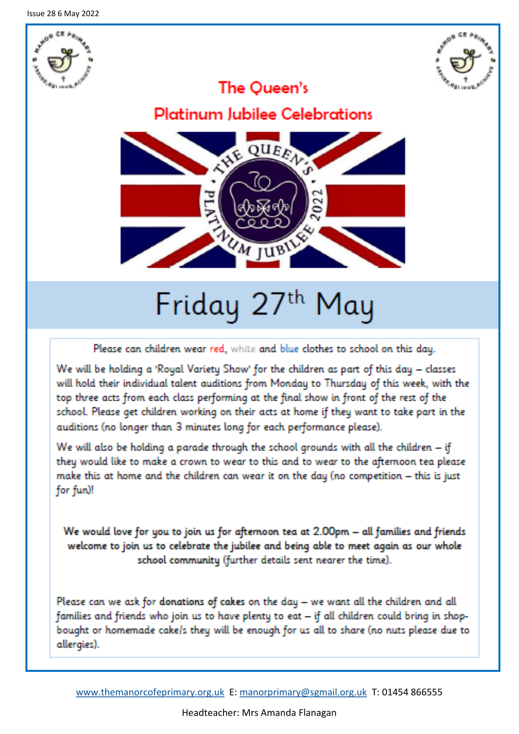# The Queen's Platinum Jubilee Celebrations

## Friday 27th May

Please can children wear red, white and blue clothes to school on this day.

We will be holding a 'Royal Variety Show' for the children as part of this day – classes will hold their individual talent auditions from Monday to Thursday of this week, with the top three acts from each class performing at the final show in front of the rest of the school. Please get children working on their acts at home if they want to take part in the auditions (no longer than 3 minutes long for each performance please).

We will also be holding a parade through the school grounds with all the children – if they would like to make a crown to wear to this and to wear to the afternoon tea please make this at home and the children can wear it on the day (no competition – this is just for fun)!

**We would love for you to join us for afternoon tea at 2.00pm – all families and friends welcome to join us to celebrate the jubilee and being able to meet again as our whole school community (further details sent nearer the time).**

Please can we ask for **donations of cakes** on the day – we want all the children and all families and friends who join us to have plenty to eat – if all children could bring in shop-bought or homemade cake/s they will be enough for us all to share (no nuts please due to allergies).

www.themanorcofeprimary.org.uk E: manorprimary@sgmail.org.uk T: 01454 866555

Headteacher: Mrs Amanda Flanagan